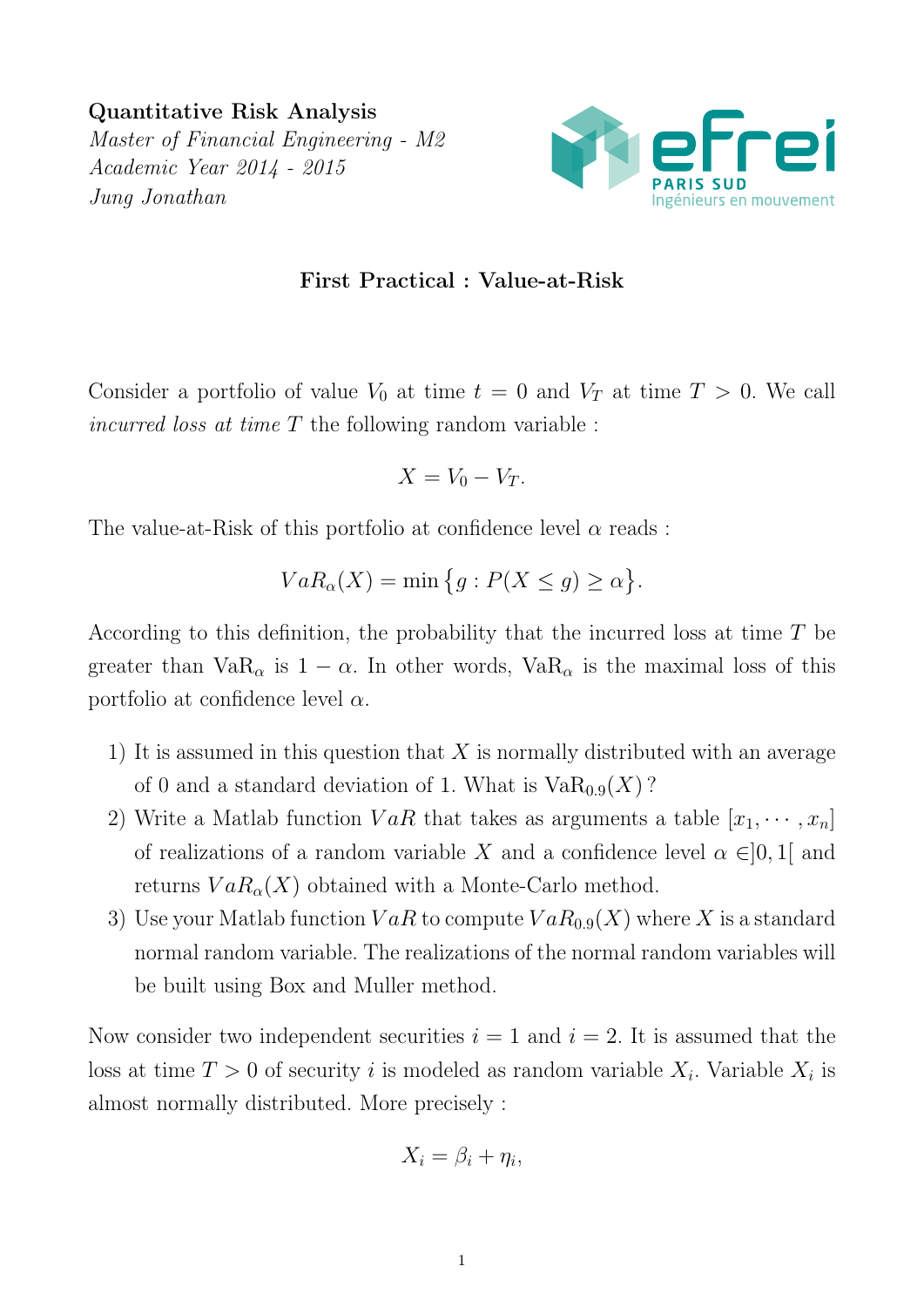**Quantitative Risk Analysis**
*Master of Financial Engineering - M2*
*Academic Year 2014 - 2015*
*Jung Jonathan*

### First Practical : Value-at-Risk

Consider a portfolio of value $V_0$ at time $t = 0$ and $V_T$ at time $T > 0$. We call *incurred loss at time* $T$ the following random variable :

$$X = V_0 - V_T.$$

The value-at-Risk of this portfolio at confidence level $\alpha$ reads :

$$VaR_\alpha(X) = \min\{g : P(X \leq g) \geq \alpha\}.$$

According to this definition, the probability that the incurred loss at time $T$ be greater than $\mathrm{VaR}_\alpha$ is $1 - \alpha$. In other words, $\mathrm{VaR}_\alpha$ is the maximal loss of this portfolio at confidence level $\alpha$.

1) It is assumed in this question that $X$ is normally distributed with an average of 0 and a standard deviation of 1. What is $\mathrm{VaR}_{0.9}(X)$ ?
2) Write a Matlab function $VaR$ that takes as arguments a table $[x_1, \cdots, x_n]$ of realizations of a random variable $X$ and a confidence level $\alpha \in ]0, 1[$ and returns $VaR_\alpha(X)$ obtained with a Monte-Carlo method.
3) Use your Matlab function $VaR$ to compute $VaR_{0.9}(X)$ where $X$ is a standard normal random variable. The realizations of the normal random variables will be built using Box and Muller method.

Now consider two independent securities $i = 1$ and $i = 2$. It is assumed that the loss at time $T > 0$ of security $i$ is modeled as random variable $X_i$. Variable $X_i$ is almost normally distributed. More precisely :

$$X_i = \beta_i + \eta_i,$$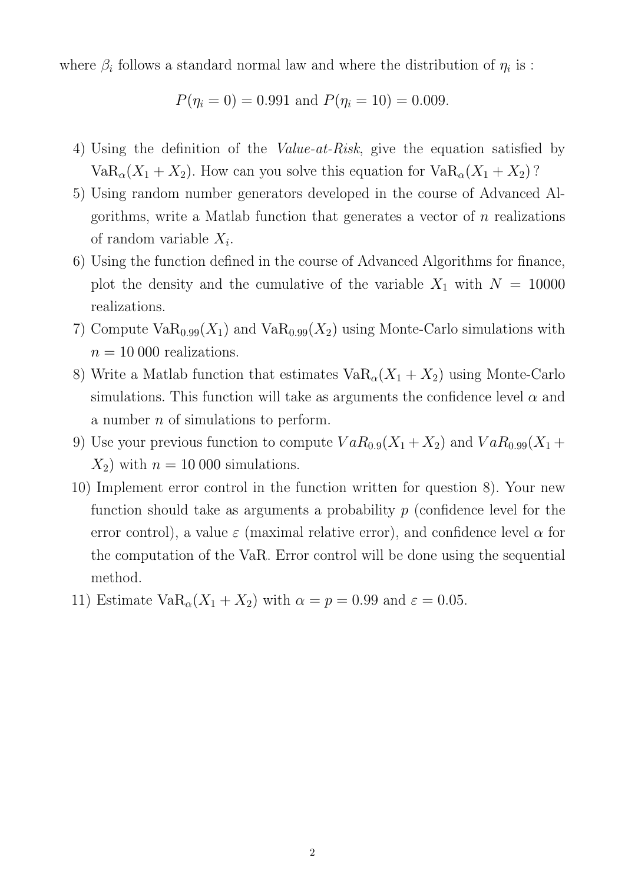where $\beta_i$ follows a standard normal law and where the distribution of $\eta_i$ is :

$$P(\eta_i = 0) = 0.991 \text{ and } P(\eta_i = 10) = 0.009.$$

4) Using the definition of the *Value-at-Risk*, give the equation satisfied by $\text{VaR}_\alpha(X_1 + X_2)$. How can you solve this equation for $\text{VaR}_\alpha(X_1 + X_2)$ ?
5) Using random number generators developed in the course of Advanced Algorithms, write a Matlab function that generates a vector of $n$ realizations of random variable $X_i$.
6) Using the function defined in the course of Advanced Algorithms for finance, plot the density and the cumulative of the variable $X_1$ with $N = 10000$ realizations.
7) Compute $\text{VaR}_{0.99}(X_1)$ and $\text{VaR}_{0.99}(X_2)$ using Monte-Carlo simulations with $n = 10\,000$ realizations.
8) Write a Matlab function that estimates $\text{VaR}_\alpha(X_1 + X_2)$ using Monte-Carlo simulations. This function will take as arguments the confidence level $\alpha$ and a number $n$ of simulations to perform.
9) Use your previous function to compute $VaR_{0.9}(X_1 + X_2)$ and $VaR_{0.99}(X_1 + X_2)$ with $n = 10\,000$ simulations.
10) Implement error control in the function written for question 8). Your new function should take as arguments a probability $p$ (confidence level for the error control), a value $\varepsilon$ (maximal relative error), and confidence level $\alpha$ for the computation of the VaR. Error control will be done using the sequential method.
11) Estimate $\text{VaR}_\alpha(X_1 + X_2)$ with $\alpha = p = 0.99$ and $\varepsilon = 0.05$.